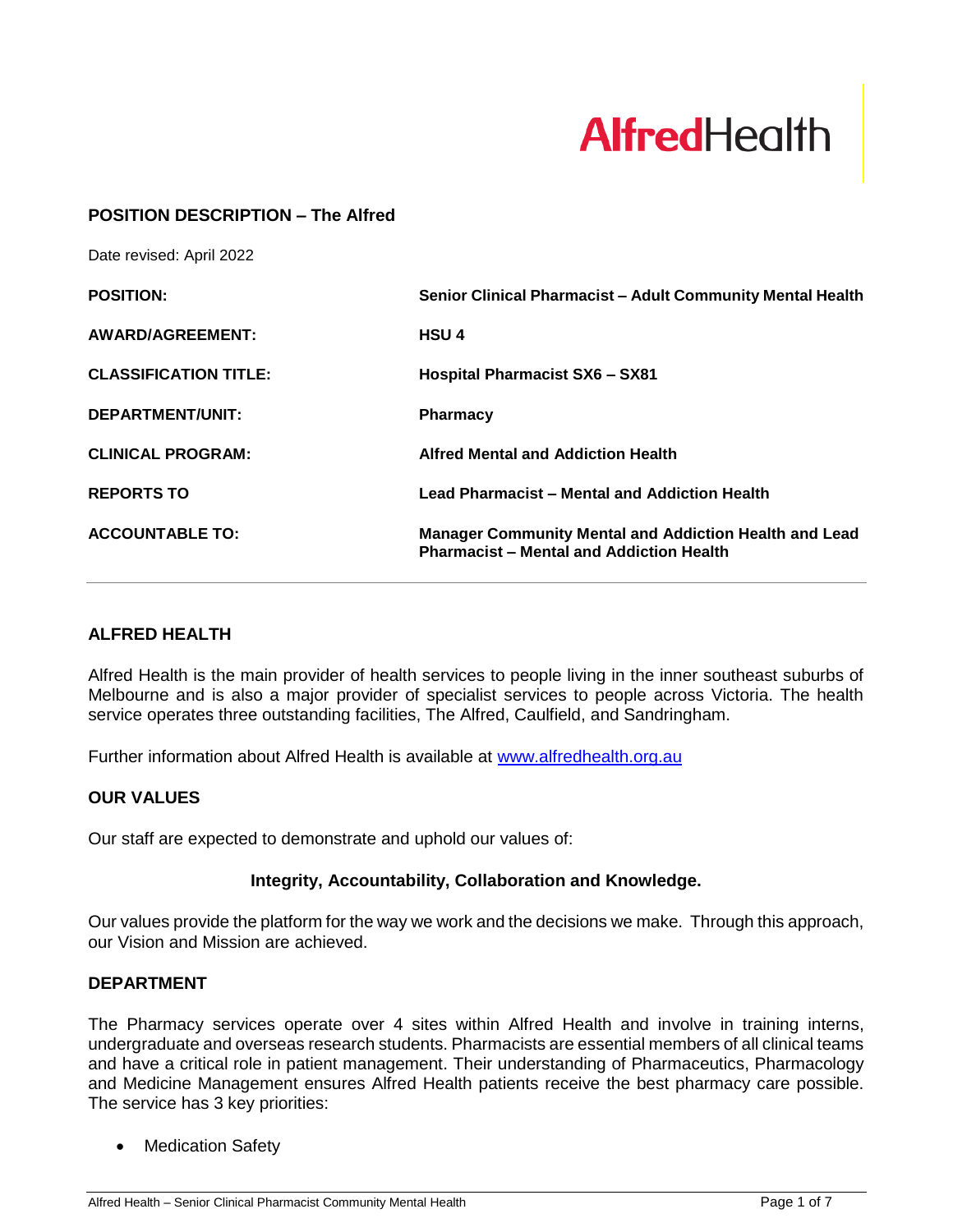AlfredHealth

## POSITION DESCRIPTION – The Alfred

Date revised: April 2022

| | |
|---|---|
| **POSITION:** | **Senior Clinical Pharmacist – Adult Community Mental Health** |
| **AWARD/AGREEMENT:** | **HSU 4** |
| **CLASSIFICATION TITLE:** | **Hospital Pharmacist SX6 – SX81** |
| **DEPARTMENT/UNIT:** | **Pharmacy** |
| **CLINICAL PROGRAM:** | **Alfred Mental and Addiction Health** |
| **REPORTS TO** | **Lead Pharmacist – Mental and Addiction Health** |
| **ACCOUNTABLE TO:** | **Manager Community Mental and Addiction Health and Lead Pharmacist – Mental and Addiction Health** |

### ALFRED HEALTH

Alfred Health is the main provider of health services to people living in the inner southeast suburbs of Melbourne and is also a major provider of specialist services to people across Victoria. The health service operates three outstanding facilities, The Alfred, Caulfield, and Sandringham.

Further information about Alfred Health is available at [www.alfredhealth.org.au](http://www.alfredhealth.org.au)

### OUR VALUES

Our staff are expected to demonstrate and uphold our values of:

**Integrity, Accountability, Collaboration and Knowledge.**

Our values provide the platform for the way we work and the decisions we make. Through this approach, our Vision and Mission are achieved.

### DEPARTMENT

The Pharmacy services operate over 4 sites within Alfred Health and involve in training interns, undergraduate and overseas research students. Pharmacists are essential members of all clinical teams and have a critical role in patient management. Their understanding of Pharmaceutics, Pharmacology and Medicine Management ensures Alfred Health patients receive the best pharmacy care possible. The service has 3 key priorities:

- Medication Safety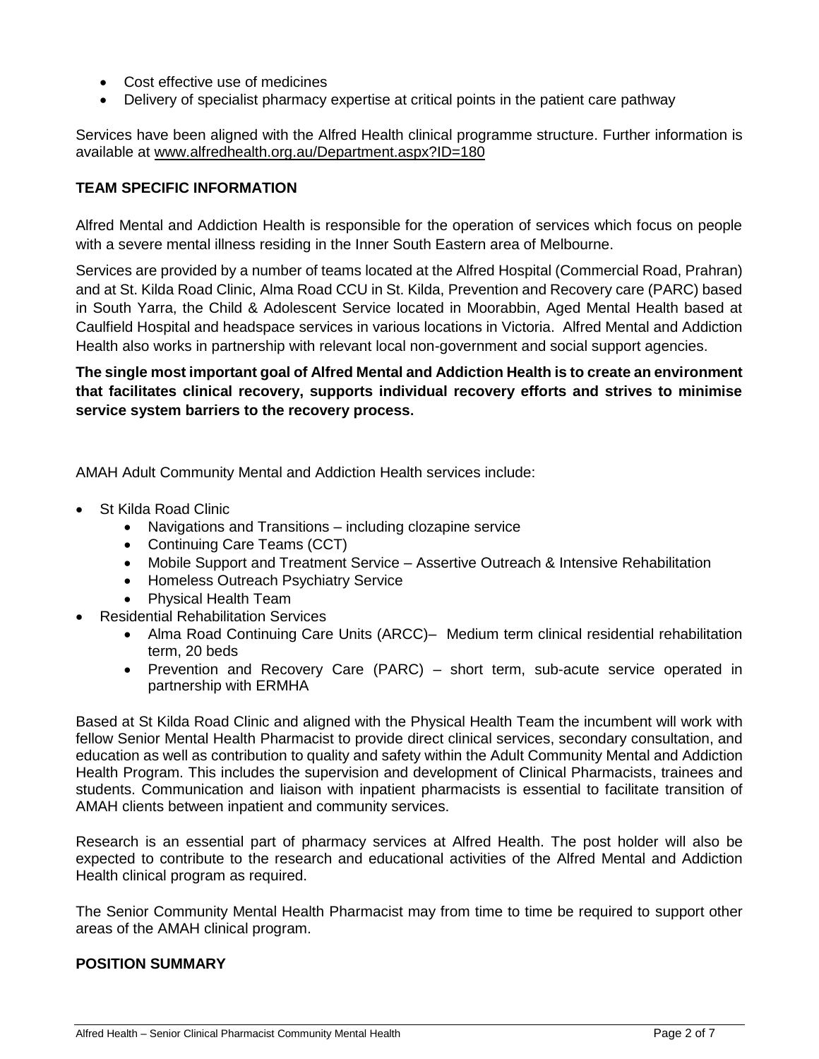- Cost effective use of medicines
- Delivery of specialist pharmacy expertise at critical points in the patient care pathway

Services have been aligned with the Alfred Health clinical programme structure. Further information is available at www.alfredhealth.org.au/Department.aspx?ID=180

**TEAM SPECIFIC INFORMATION**

Alfred Mental and Addiction Health is responsible for the operation of services which focus on people with a severe mental illness residing in the Inner South Eastern area of Melbourne.

Services are provided by a number of teams located at the Alfred Hospital (Commercial Road, Prahran) and at St. Kilda Road Clinic, Alma Road CCU in St. Kilda, Prevention and Recovery care (PARC) based in South Yarra, the Child & Adolescent Service located in Moorabbin, Aged Mental Health based at Caulfield Hospital and headspace services in various locations in Victoria. Alfred Mental and Addiction Health also works in partnership with relevant local non-government and social support agencies.

**The single most important goal of Alfred Mental and Addiction Health is to create an environment that facilitates clinical recovery, supports individual recovery efforts and strives to minimise service system barriers to the recovery process.**

AMAH Adult Community Mental and Addiction Health services include:

- St Kilda Road Clinic
  - Navigations and Transitions – including clozapine service
  - Continuing Care Teams (CCT)
  - Mobile Support and Treatment Service – Assertive Outreach & Intensive Rehabilitation
  - Homeless Outreach Psychiatry Service
  - Physical Health Team
- Residential Rehabilitation Services
  - Alma Road Continuing Care Units (ARCC)– Medium term clinical residential rehabilitation term, 20 beds
  - Prevention and Recovery Care (PARC) – short term, sub-acute service operated in partnership with ERMHA

Based at St Kilda Road Clinic and aligned with the Physical Health Team the incumbent will work with fellow Senior Mental Health Pharmacist to provide direct clinical services, secondary consultation, and education as well as contribution to quality and safety within the Adult Community Mental and Addiction Health Program. This includes the supervision and development of Clinical Pharmacists, trainees and students. Communication and liaison with inpatient pharmacists is essential to facilitate transition of AMAH clients between inpatient and community services.

Research is an essential part of pharmacy services at Alfred Health. The post holder will also be expected to contribute to the research and educational activities of the Alfred Mental and Addiction Health clinical program as required.

The Senior Community Mental Health Pharmacist may from time to time be required to support other areas of the AMAH clinical program.

**POSITION SUMMARY**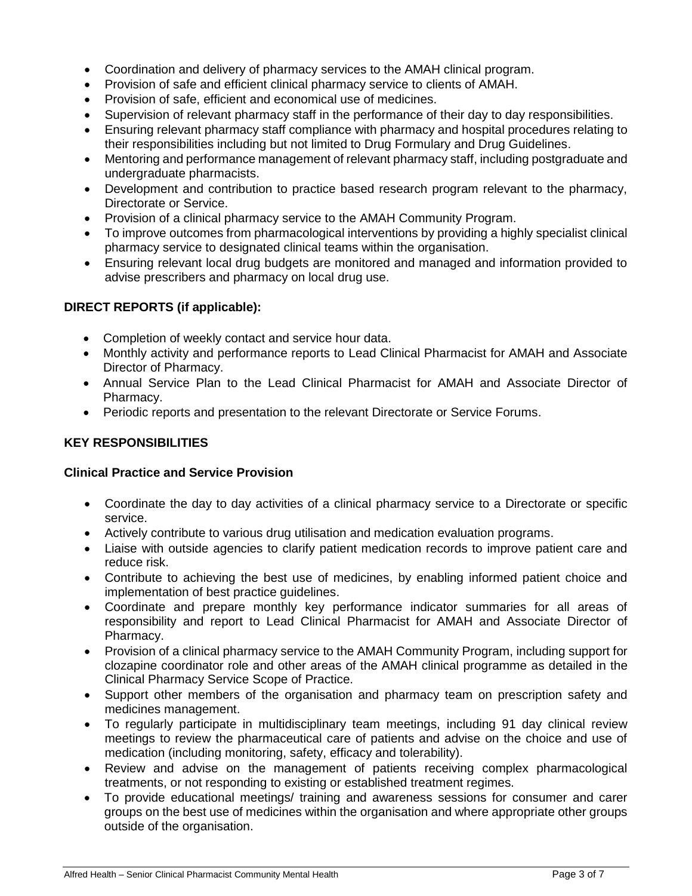- Coordination and delivery of pharmacy services to the AMAH clinical program.
- Provision of safe and efficient clinical pharmacy service to clients of AMAH.
- Provision of safe, efficient and economical use of medicines.
- Supervision of relevant pharmacy staff in the performance of their day to day responsibilities.
- Ensuring relevant pharmacy staff compliance with pharmacy and hospital procedures relating to their responsibilities including but not limited to Drug Formulary and Drug Guidelines.
- Mentoring and performance management of relevant pharmacy staff, including postgraduate and undergraduate pharmacists.
- Development and contribution to practice based research program relevant to the pharmacy, Directorate or Service.
- Provision of a clinical pharmacy service to the AMAH Community Program.
- To improve outcomes from pharmacological interventions by providing a highly specialist clinical pharmacy service to designated clinical teams within the organisation.
- Ensuring relevant local drug budgets are monitored and managed and information provided to advise prescribers and pharmacy on local drug use.

**DIRECT REPORTS (if applicable):**

- Completion of weekly contact and service hour data.
- Monthly activity and performance reports to Lead Clinical Pharmacist for AMAH and Associate Director of Pharmacy.
- Annual Service Plan to the Lead Clinical Pharmacist for AMAH and Associate Director of Pharmacy.
- Periodic reports and presentation to the relevant Directorate or Service Forums.

## KEY RESPONSIBILITIES

### Clinical Practice and Service Provision

- Coordinate the day to day activities of a clinical pharmacy service to a Directorate or specific service.
- Actively contribute to various drug utilisation and medication evaluation programs.
- Liaise with outside agencies to clarify patient medication records to improve patient care and reduce risk.
- Contribute to achieving the best use of medicines, by enabling informed patient choice and implementation of best practice guidelines.
- Coordinate and prepare monthly key performance indicator summaries for all areas of responsibility and report to Lead Clinical Pharmacist for AMAH and Associate Director of Pharmacy.
- Provision of a clinical pharmacy service to the AMAH Community Program, including support for clozapine coordinator role and other areas of the AMAH clinical programme as detailed in the Clinical Pharmacy Service Scope of Practice.
- Support other members of the organisation and pharmacy team on prescription safety and medicines management.
- To regularly participate in multidisciplinary team meetings, including 91 day clinical review meetings to review the pharmaceutical care of patients and advise on the choice and use of medication (including monitoring, safety, efficacy and tolerability).
- Review and advise on the management of patients receiving complex pharmacological treatments, or not responding to existing or established treatment regimes.
- To provide educational meetings/ training and awareness sessions for consumer and carer groups on the best use of medicines within the organisation and where appropriate other groups outside of the organisation.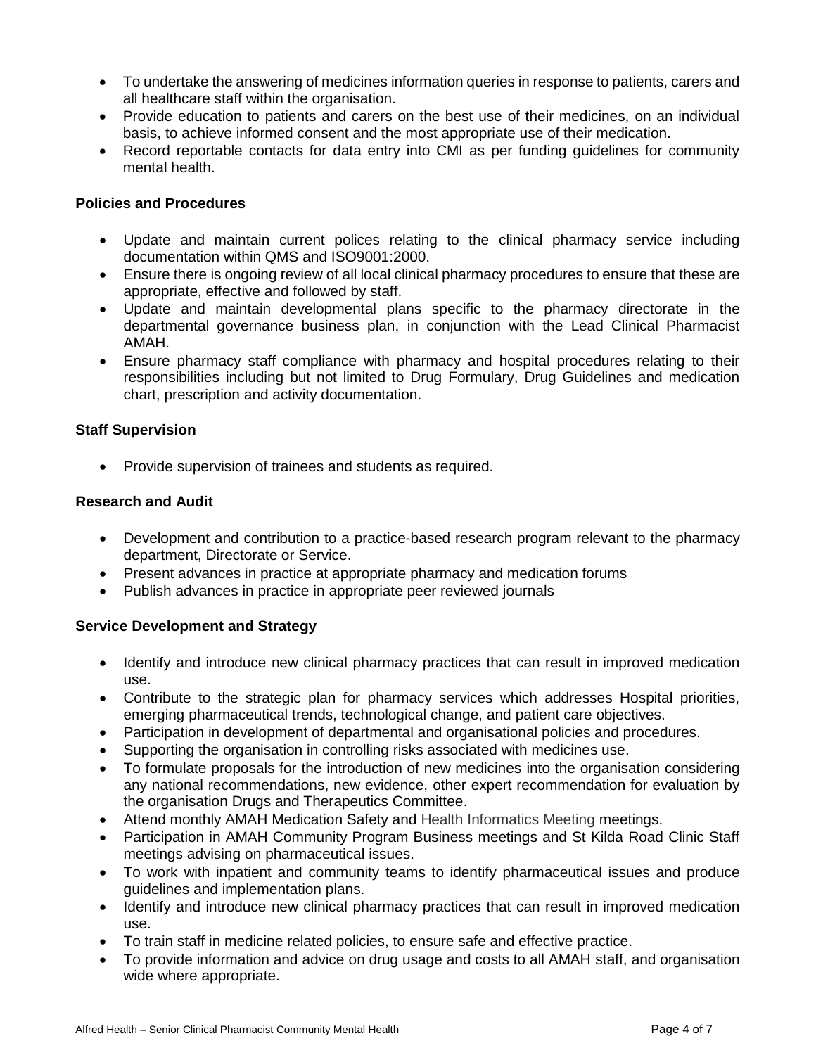- To undertake the answering of medicines information queries in response to patients, carers and all healthcare staff within the organisation.
- Provide education to patients and carers on the best use of their medicines, on an individual basis, to achieve informed consent and the most appropriate use of their medication.
- Record reportable contacts for data entry into CMI as per funding guidelines for community mental health.

**Policies and Procedures**

- Update and maintain current polices relating to the clinical pharmacy service including documentation within QMS and ISO9001:2000.
- Ensure there is ongoing review of all local clinical pharmacy procedures to ensure that these are appropriate, effective and followed by staff.
- Update and maintain developmental plans specific to the pharmacy directorate in the departmental governance business plan, in conjunction with the Lead Clinical Pharmacist AMAH.
- Ensure pharmacy staff compliance with pharmacy and hospital procedures relating to their responsibilities including but not limited to Drug Formulary, Drug Guidelines and medication chart, prescription and activity documentation.

**Staff Supervision**

- Provide supervision of trainees and students as required.

**Research and Audit**

- Development and contribution to a practice-based research program relevant to the pharmacy department, Directorate or Service.
- Present advances in practice at appropriate pharmacy and medication forums
- Publish advances in practice in appropriate peer reviewed journals

**Service Development and Strategy**

- Identify and introduce new clinical pharmacy practices that can result in improved medication use.
- Contribute to the strategic plan for pharmacy services which addresses Hospital priorities, emerging pharmaceutical trends, technological change, and patient care objectives.
- Participation in development of departmental and organisational policies and procedures.
- Supporting the organisation in controlling risks associated with medicines use.
- To formulate proposals for the introduction of new medicines into the organisation considering any national recommendations, new evidence, other expert recommendation for evaluation by the organisation Drugs and Therapeutics Committee.
- Attend monthly AMAH Medication Safety and Health Informatics Meeting meetings.
- Participation in AMAH Community Program Business meetings and St Kilda Road Clinic Staff meetings advising on pharmaceutical issues.
- To work with inpatient and community teams to identify pharmaceutical issues and produce guidelines and implementation plans.
- Identify and introduce new clinical pharmacy practices that can result in improved medication use.
- To train staff in medicine related policies, to ensure safe and effective practice.
- To provide information and advice on drug usage and costs to all AMAH staff, and organisation wide where appropriate.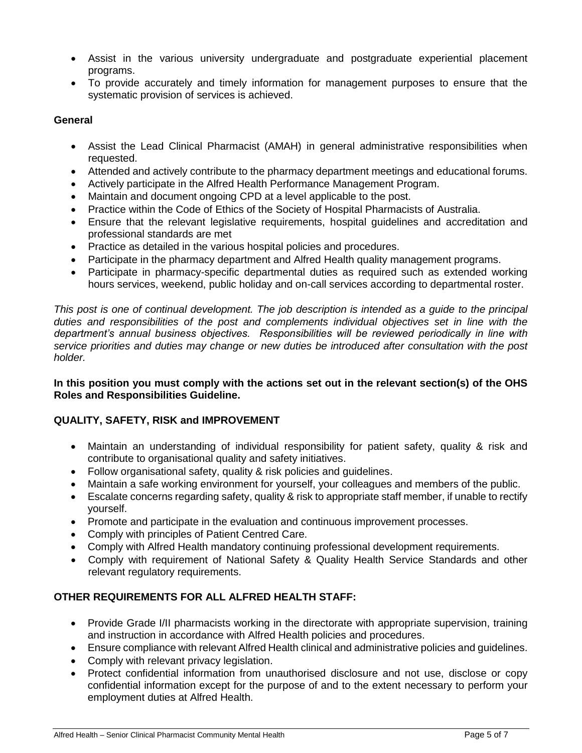- Assist in the various university undergraduate and postgraduate experiential placement programs.
- To provide accurately and timely information for management purposes to ensure that the systematic provision of services is achieved.

**General**

- Assist the Lead Clinical Pharmacist (AMAH) in general administrative responsibilities when requested.
- Attended and actively contribute to the pharmacy department meetings and educational forums.
- Actively participate in the Alfred Health Performance Management Program.
- Maintain and document ongoing CPD at a level applicable to the post.
- Practice within the Code of Ethics of the Society of Hospital Pharmacists of Australia.
- Ensure that the relevant legislative requirements, hospital guidelines and accreditation and professional standards are met
- Practice as detailed in the various hospital policies and procedures.
- Participate in the pharmacy department and Alfred Health quality management programs.
- Participate in pharmacy-specific departmental duties as required such as extended working hours services, weekend, public holiday and on-call services according to departmental roster.

*This post is one of continual development. The job description is intended as a guide to the principal duties and responsibilities of the post and complements individual objectives set in line with the department's annual business objectives. Responsibilities will be reviewed periodically in line with service priorities and duties may change or new duties be introduced after consultation with the post holder.*

**In this position you must comply with the actions set out in the relevant section(s) of the OHS Roles and Responsibilities Guideline.**

**QUALITY, SAFETY, RISK and IMPROVEMENT**

- Maintain an understanding of individual responsibility for patient safety, quality & risk and contribute to organisational quality and safety initiatives.
- Follow organisational safety, quality & risk policies and guidelines.
- Maintain a safe working environment for yourself, your colleagues and members of the public.
- Escalate concerns regarding safety, quality & risk to appropriate staff member, if unable to rectify yourself.
- Promote and participate in the evaluation and continuous improvement processes.
- Comply with principles of Patient Centred Care.
- Comply with Alfred Health mandatory continuing professional development requirements.
- Comply with requirement of National Safety & Quality Health Service Standards and other relevant regulatory requirements.

**OTHER REQUIREMENTS FOR ALL ALFRED HEALTH STAFF:**

- Provide Grade I/II pharmacists working in the directorate with appropriate supervision, training and instruction in accordance with Alfred Health policies and procedures.
- Ensure compliance with relevant Alfred Health clinical and administrative policies and guidelines.
- Comply with relevant privacy legislation.
- Protect confidential information from unauthorised disclosure and not use, disclose or copy confidential information except for the purpose of and to the extent necessary to perform your employment duties at Alfred Health.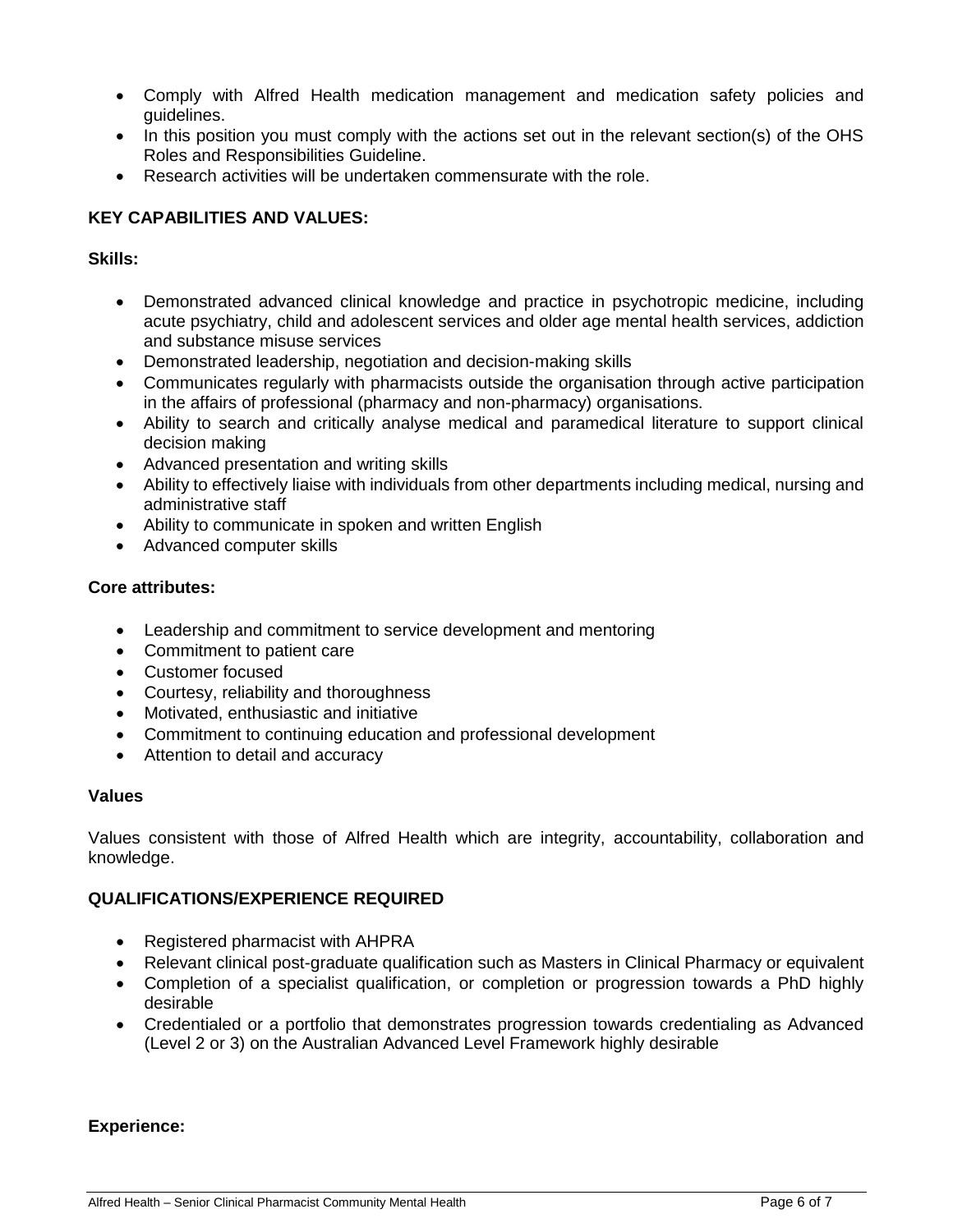- Comply with Alfred Health medication management and medication safety policies and guidelines.
- In this position you must comply with the actions set out in the relevant section(s) of the OHS Roles and Responsibilities Guideline.
- Research activities will be undertaken commensurate with the role.

## KEY CAPABILITIES AND VALUES:

### Skills:

- Demonstrated advanced clinical knowledge and practice in psychotropic medicine, including acute psychiatry, child and adolescent services and older age mental health services, addiction and substance misuse services
- Demonstrated leadership, negotiation and decision-making skills
- Communicates regularly with pharmacists outside the organisation through active participation in the affairs of professional (pharmacy and non-pharmacy) organisations.
- Ability to search and critically analyse medical and paramedical literature to support clinical decision making
- Advanced presentation and writing skills
- Ability to effectively liaise with individuals from other departments including medical, nursing and administrative staff
- Ability to communicate in spoken and written English
- Advanced computer skills

### Core attributes:

- Leadership and commitment to service development and mentoring
- Commitment to patient care
- Customer focused
- Courtesy, reliability and thoroughness
- Motivated, enthusiastic and initiative
- Commitment to continuing education and professional development
- Attention to detail and accuracy

### Values

Values consistent with those of Alfred Health which are integrity, accountability, collaboration and knowledge.

## QUALIFICATIONS/EXPERIENCE REQUIRED

- Registered pharmacist with AHPRA
- Relevant clinical post-graduate qualification such as Masters in Clinical Pharmacy or equivalent
- Completion of a specialist qualification, or completion or progression towards a PhD highly desirable
- Credentialed or a portfolio that demonstrates progression towards credentialing as Advanced (Level 2 or 3) on the Australian Advanced Level Framework highly desirable

### Experience: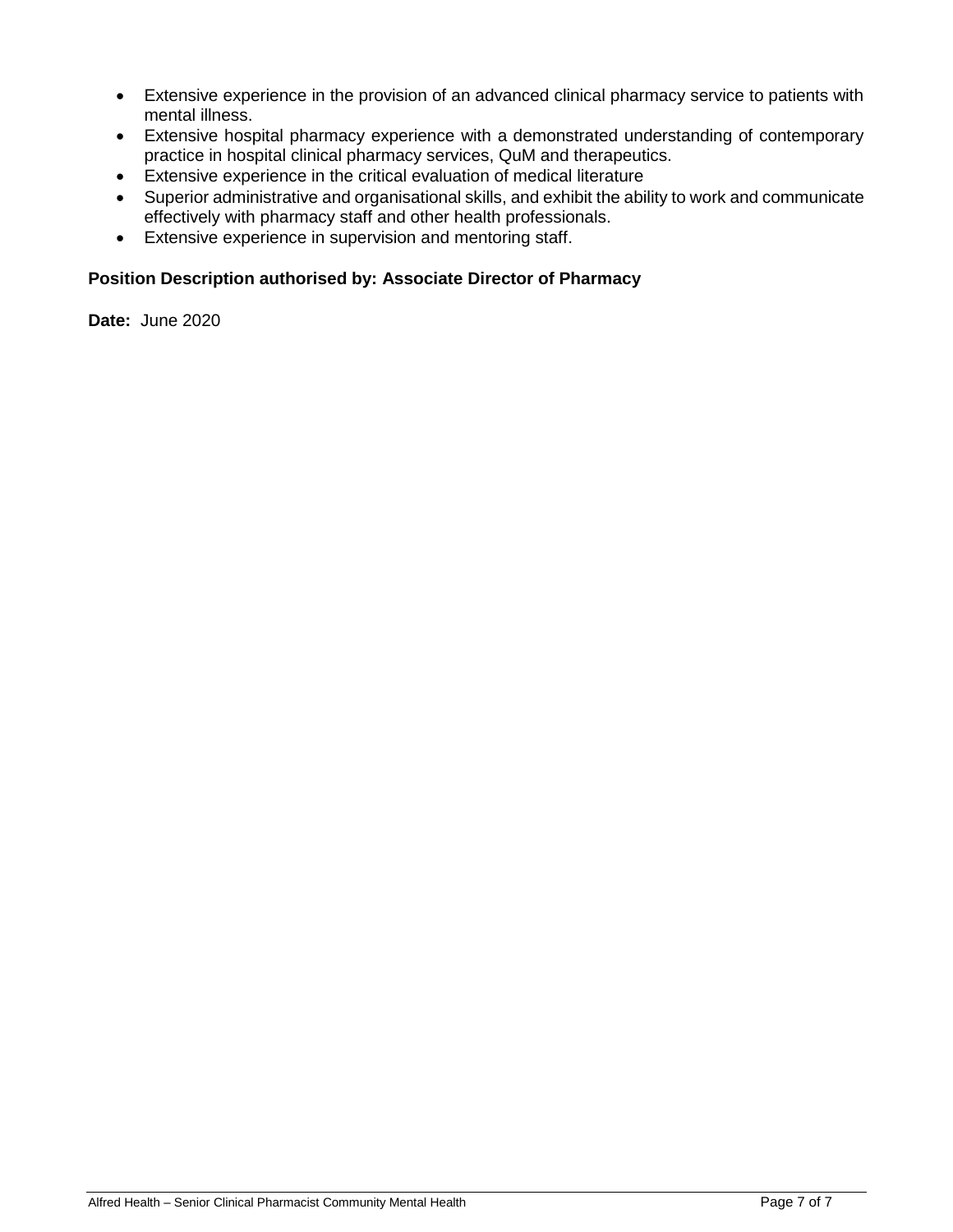- Extensive experience in the provision of an advanced clinical pharmacy service to patients with mental illness.
- Extensive hospital pharmacy experience with a demonstrated understanding of contemporary practice in hospital clinical pharmacy services, QuM and therapeutics.
- Extensive experience in the critical evaluation of medical literature
- Superior administrative and organisational skills, and exhibit the ability to work and communicate effectively with pharmacy staff and other health professionals.
- Extensive experience in supervision and mentoring staff.

**Position Description authorised by: Associate Director of Pharmacy**

**Date:** June 2020